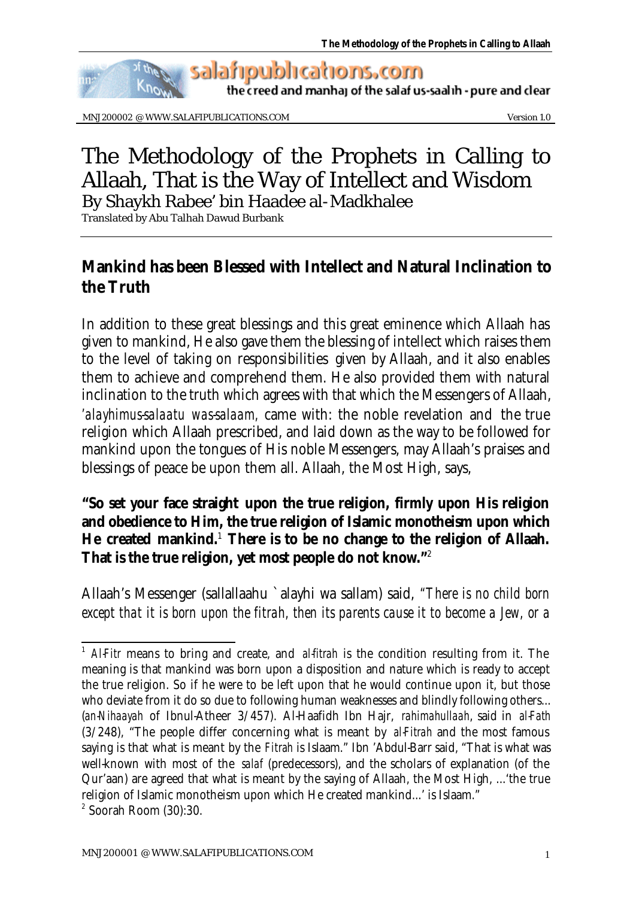# The Methodology of the Prophets in Calling to Allaah, That is the Way of Intellect and Wisdom

By Shaykh Rabee' bin Haadee al-Madkhalee

Translated by Abu Talhah Dawud Burbank

## Mankind has been Blessed with Intellect and Natural Inclination to the Truth

In addition to these great blessings and this great eminence which Allaah has given to mankind, He also gave them the blessing of intellect which raises them to the level of taking on responsibilities given by Allaah, and it also enables them to achieve and comprehend them. He also provided them with natural inclination to the truth which agrees with that which the Messengers of Allaah, *'alayhimus-salaatu was-salaam,* came with: the noble revelation and the true religion which Allaah prescribed, and laid down as the way to be followed for mankind upon the tongues of His noble Messengers, may Allaah's praises and blessings of peace be upon them all. Allaah, the Most High, says,

**"So set your face straight upon the true religion, firmly upon His religion and obedience to Him, the true religion of Islamic monotheism upon which He created mankind.[1] There is to be no change to the religion of Allaah. That is the true religion, yet most people do not know."[2]**

Allaah's Messenger (sallallaahu `alayhi wa sallam) said, *"There is no child born except that it is born upon the fitrah, then its parents cause it to become a Jew, or a*

---

[1] *Al-Fitr* means to bring and create, and *al-fitrah* is the condition resulting from it. The meaning is that mankind was born upon a disposition and nature which is ready to accept the true religion. So if he were to be left upon that he would continue upon it, but those who deviate from it do so due to following human weaknesses and blindly following others... (*an-Nihaayah* of Ibnul-Atheer 3/457). Al-Haafidh Ibn Hajr, *rahimahullaah*, said in *al-Fath* (3/248), "The people differ concerning what is meant by *al-Fitrah* and the most famous saying is that what is meant by the *Fitrah* is Islaam." Ibn 'Abdul-Barr said, "That is what was well-known with most of the *salaf* (predecessors), and the scholars of explanation (of the Qur'aan) are agreed that what is meant by the saying of Allaah, the Most High, ...'the true religion of Islamic monotheism upon which He created mankind...' is Islaam."

[2] Soorah Room (30):30.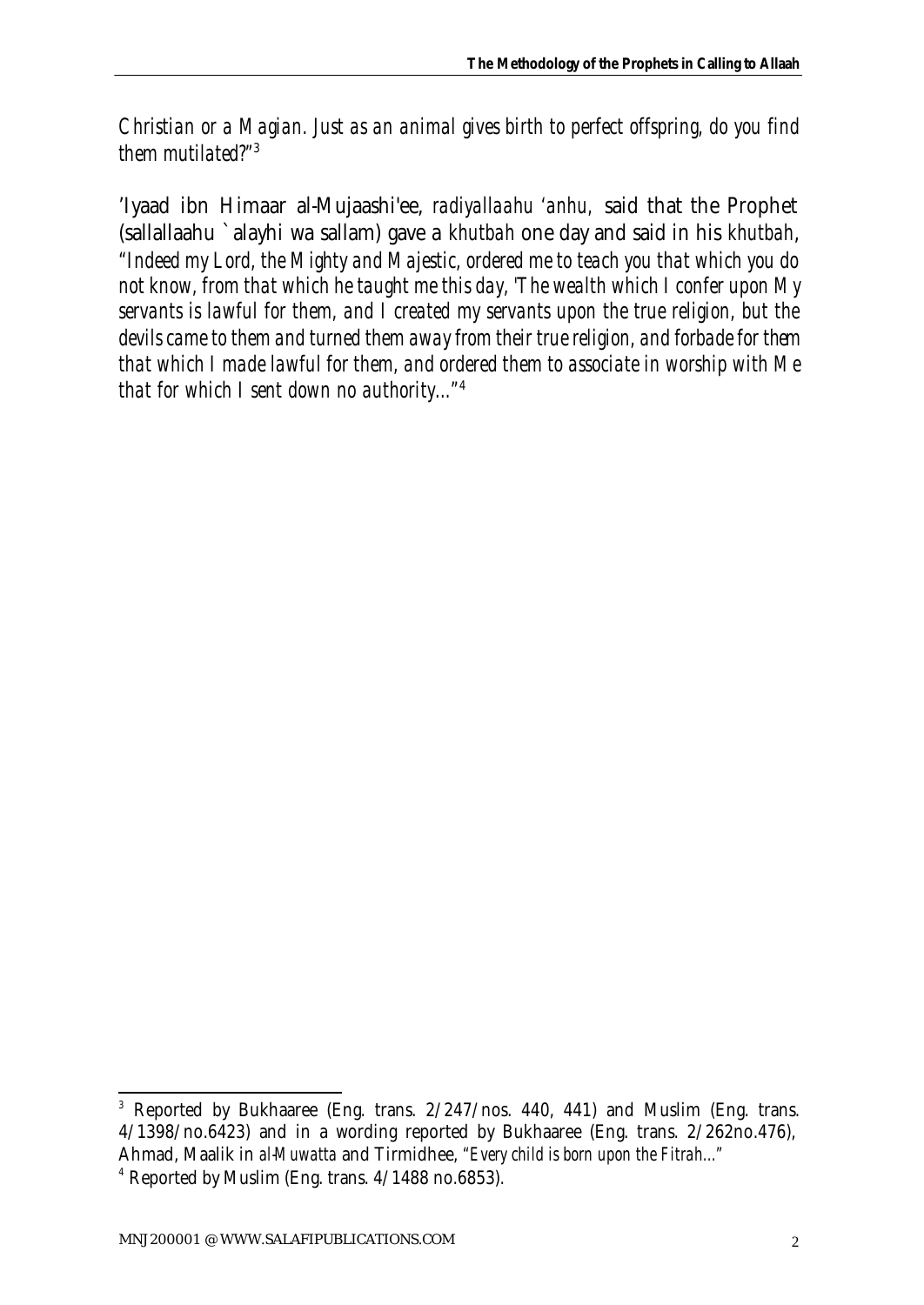*Christian or a Magian. Just as an animal gives birth to perfect offspring, do you find them mutilated?"*[3]

'Iyaad ibn Himaar al-Mujaashi'ee, *radiyallaahu 'anhu,* said that the Prophet (sallallaahu `alayhi wa sallam) gave a *khutbah* one day and said in his *khutbah*, *"Indeed my Lord, the Mighty and Majestic, ordered me to teach you that which you do not know, from that which he taught me this day, 'The wealth which I confer upon My servants is lawful for them, and I created my servants upon the true religion, but the devils came to them and turned them away from their true religion, and forbade for them that which I made lawful for them, and ordered them to associate in worship with Me that for which I sent down no authority..."*[4]

---

[3] Reported by Bukhaaree (Eng. trans. 2/247/nos. 440, 441) and Muslim (Eng. trans. 4/1398/no.6423) and in a wording reported by Bukhaaree (Eng. trans. 2/262no.476), Ahmad, Maalik in *al-Muwatta* and Tirmidhee, *"Every child is born upon the Fitrah..."*

[4] Reported by Muslim (Eng. trans. 4/1488 no.6853).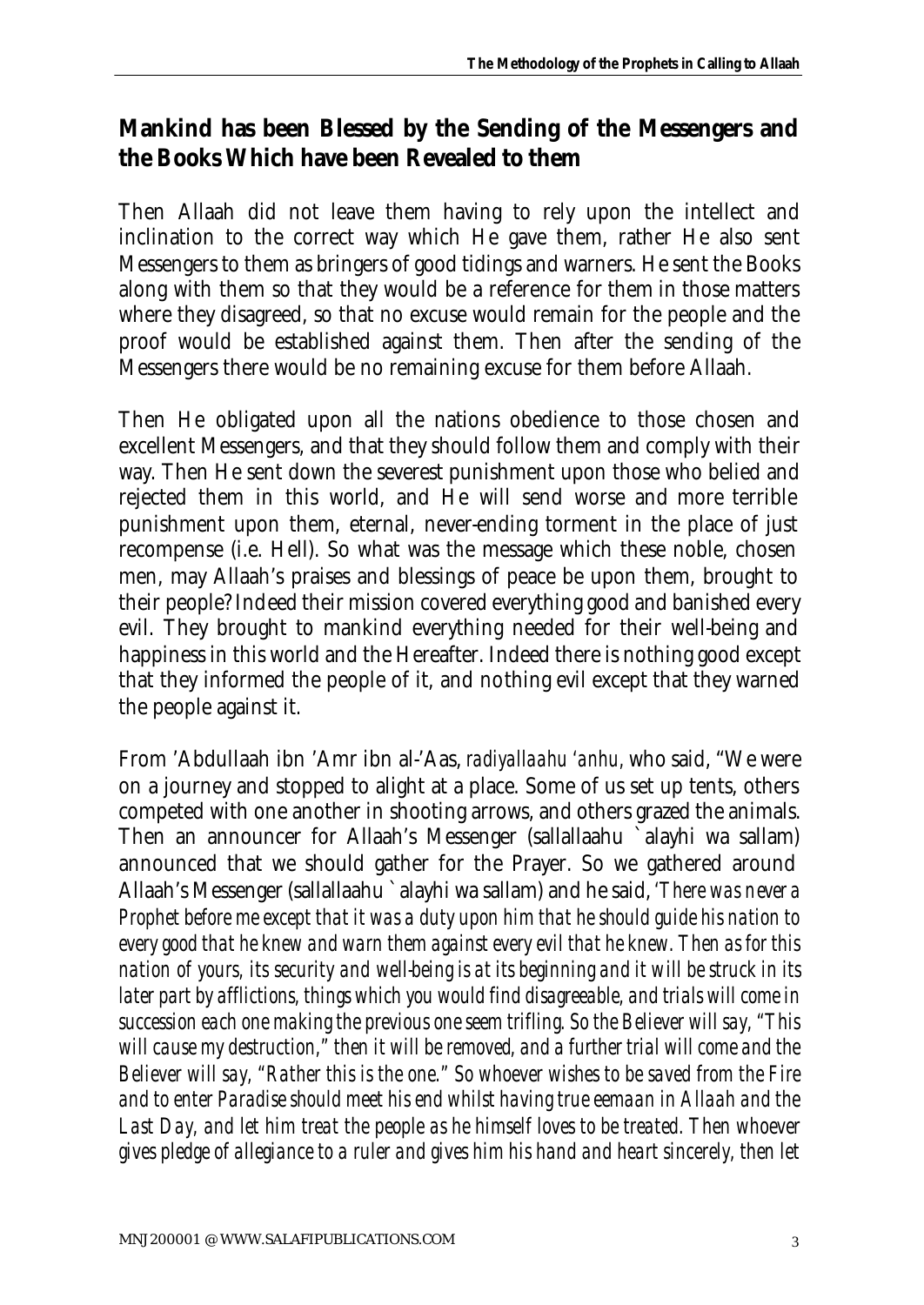## Mankind has been Blessed by the Sending of the Messengers and the Books Which have been Revealed to them

Then Allaah did not leave them having to rely upon the intellect and inclination to the correct way which He gave them, rather He also sent Messengers to them as bringers of good tidings and warners. He sent the Books along with them so that they would be a reference for them in those matters where they disagreed, so that no excuse would remain for the people and the proof would be established against them. Then after the sending of the Messengers there would be no remaining excuse for them before Allaah.

Then He obligated upon all the nations obedience to those chosen and excellent Messengers, and that they should follow them and comply with their way. Then He sent down the severest punishment upon those who belied and rejected them in this world, and He will send worse and more terrible punishment upon them, eternal, never-ending torment in the place of just recompense (i.e. Hell). So what was the message which these noble, chosen men, may Allaah's praises and blessings of peace be upon them, brought to their people? Indeed their mission covered everything good and banished every evil. They brought to mankind everything needed for their well-being and happiness in this world and the Hereafter. Indeed there is nothing good except that they informed the people of it, and nothing evil except that they warned the people against it.

From 'Abdullaah ibn 'Amr ibn al-'Aas, *radiyallaahu 'anhu*, who said, "We were on a journey and stopped to alight at a place. Some of us set up tents, others competed with one another in shooting arrows, and others grazed the animals. Then an announcer for Allaah's Messenger (sallallaahu `alayhi wa sallam) announced that we should gather for the Prayer. So we gathered around Allaah's Messenger (sallallaahu `alayhi wa sallam) and he said, *'There was never a Prophet before me except that it was a duty upon him that he should guide his nation to every good that he knew and warn them against every evil that he knew. Then as for this nation of yours, its security and well-being is at its beginning and it will be struck in its later part by afflictions, things which you would find disagreeable, and trials will come in succession each one making the previous one seem trifling. So the Believer will say, "This will cause my destruction," then it will be removed, and a further trial will come and the Believer will say, "Rather this is the one." So whoever wishes to be saved from the Fire and to enter Paradise should meet his end whilst having true eemaan in Allaah and the Last Day, and let him treat the people as he himself loves to be treated. Then whoever gives pledge of allegiance to a ruler and gives him his hand and heart sincerely, then let*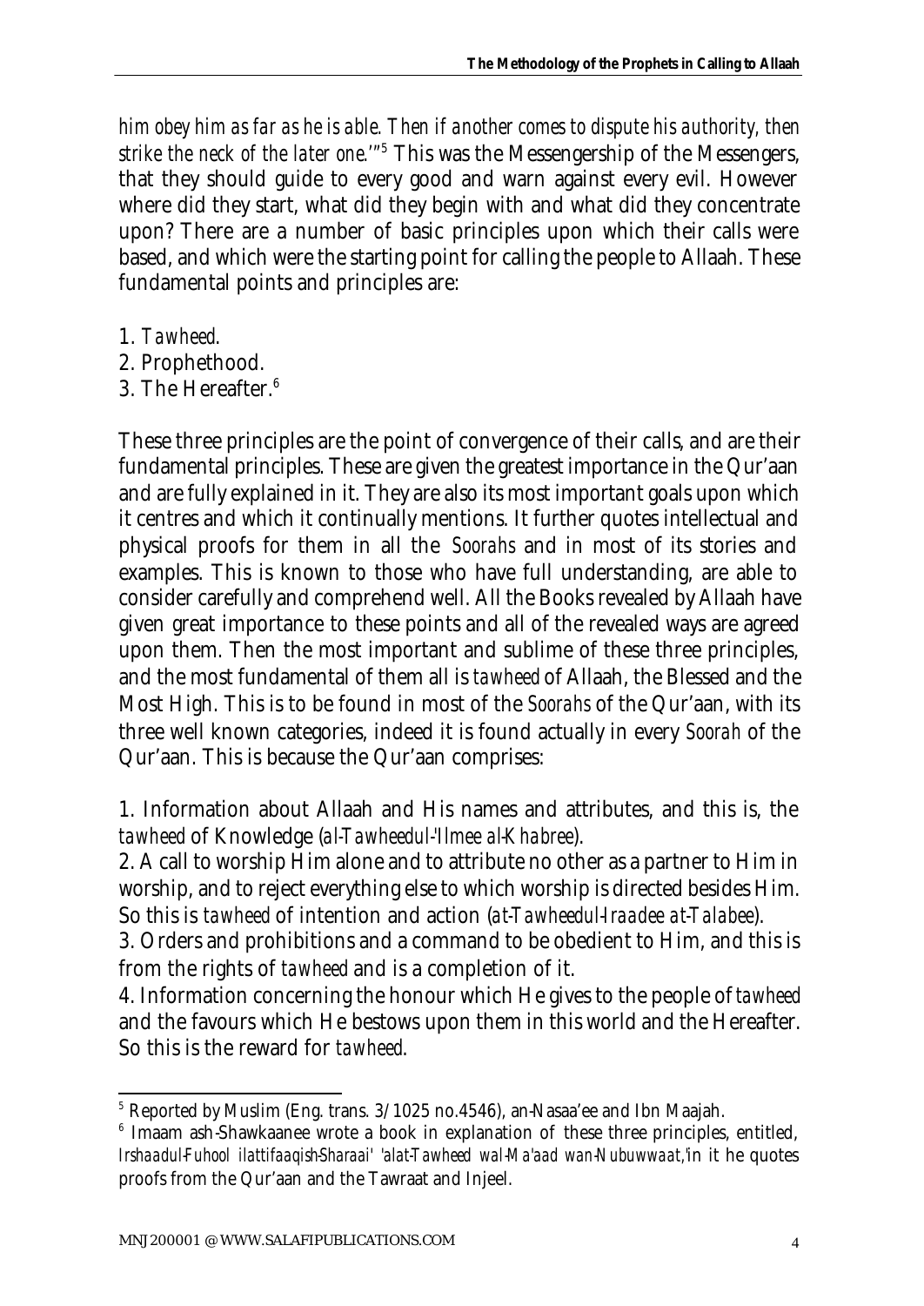*him obey him as far as he is able. Then if another comes to dispute his authority, then strike the neck of the later one.'"*[5] This was the Messengership of the Messengers, that they should guide to every good and warn against every evil. However where did they start, what did they begin with and what did they concentrate upon? There are a number of basic principles upon which their calls were based, and which were the starting point for calling the people to Allaah. These fundamental points and principles are:

1. *Tawheed*.
2. Prophethood.
3. The Hereafter.[6]

These three principles are the point of convergence of their calls, and are their fundamental principles. These are given the greatest importance in the Qur'aan and are fully explained in it. They are also its most important goals upon which it centres and which it continually mentions. It further quotes intellectual and physical proofs for them in all the *Soorahs* and in most of its stories and examples. This is known to those who have full understanding, are able to consider carefully and comprehend well. All the Books revealed by Allaah have given great importance to these points and all of the revealed ways are agreed upon them. Then the most important and sublime of these three principles, and the most fundamental of them all is *tawheed* of Allaah, the Blessed and the Most High. This is to be found in most of the *Soorahs* of the Qur'aan, with its three well known categories, indeed it is found actually in every *Soorah* of the Qur'aan. This is because the Qur'aan comprises:

1. Information about Allaah and His names and attributes, and this is, the *tawheed* of Knowledge (*al-Tawheedul-'Ilmee al-Khabree*).
2. A call to worship Him alone and to attribute no other as a partner to Him in worship, and to reject everything else to which worship is directed besides Him. So this is *tawheed* of intention and action (*at-Tawheedul-Iraadee at-Talabee*).
3. Orders and prohibitions and a command to be obedient to Him, and this is from the rights of *tawheed* and is a completion of it.
4. Information concerning the honour which He gives to the people of *tawheed* and the favours which He bestows upon them in this world and the Hereafter. So this is the reward for *tawheed*.

---

[5] Reported by Muslim (Eng. trans. 3/1025 no.4546), an-Nasaa'ee and Ibn Maajah.

[6] Imaam ash-Shawkaanee wrote a book in explanation of these three principles, entitled, *Irshaadul-Fuhool ilattifaaqish-Sharaai' 'alat-Tawheed wal-Ma'aad wan-Nubuwwaat*, in it he quotes proofs from the Qur'aan and the Tawraat and Injeel.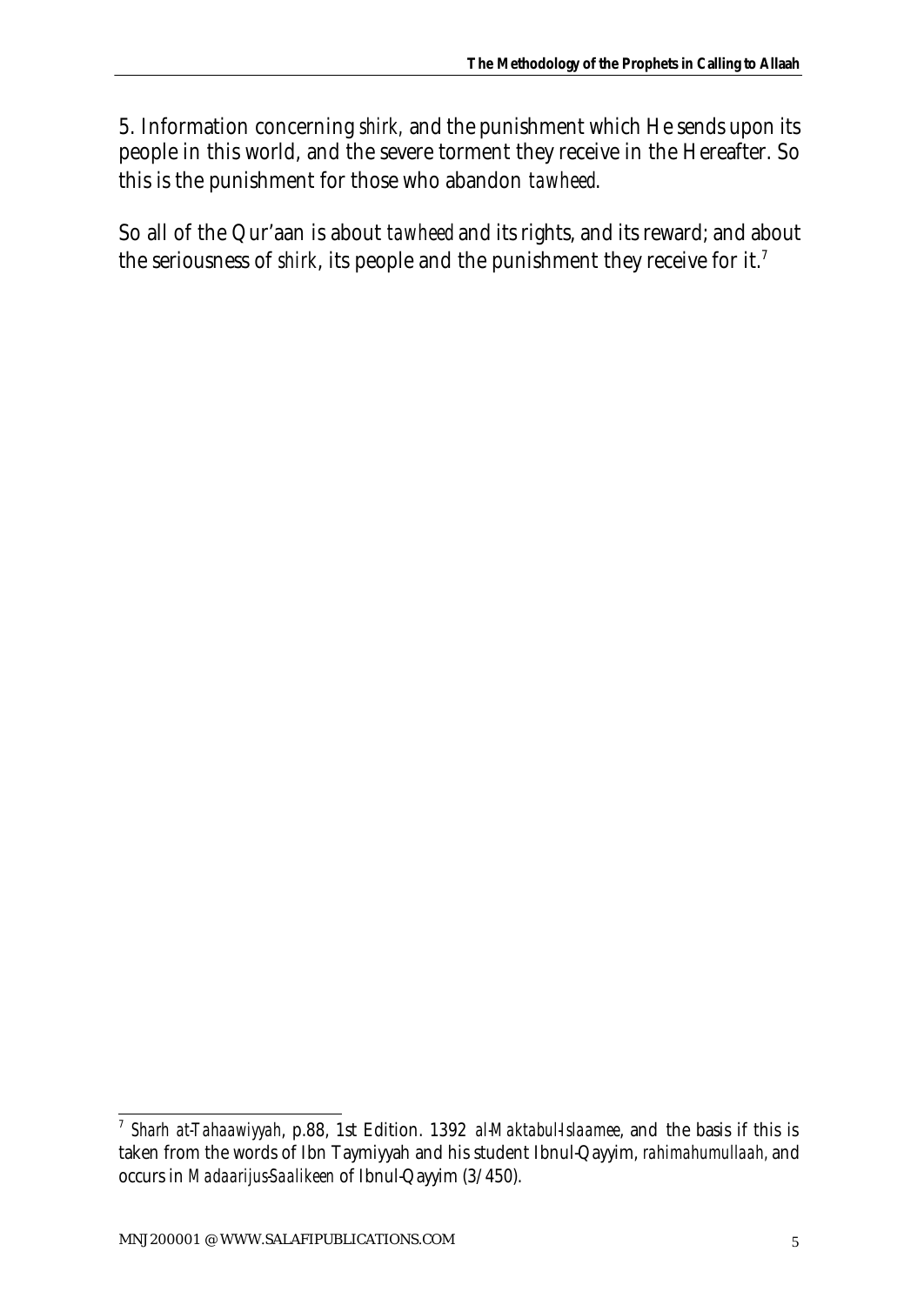5. Information concerning *shirk*, and the punishment which He sends upon its people in this world, and the severe torment they receive in the Hereafter. So this is the punishment for those who abandon *tawheed*.

So all of the Qur'aan is about *tawheed* and its rights, and its reward; and about the seriousness of *shirk*, its people and the punishment they receive for it.[7]

---

[7] *Sharh at-Tahaawiyyah*, p.88, 1st Edition. 1392 *al-Maktabul-Islaamee*, and the basis if this is taken from the words of Ibn Taymiyyah and his student Ibnul-Qayyim, *rahimahumullaah*, and occurs in *Madaarijus-Saalikeen* of Ibnul-Qayyim (3/450).